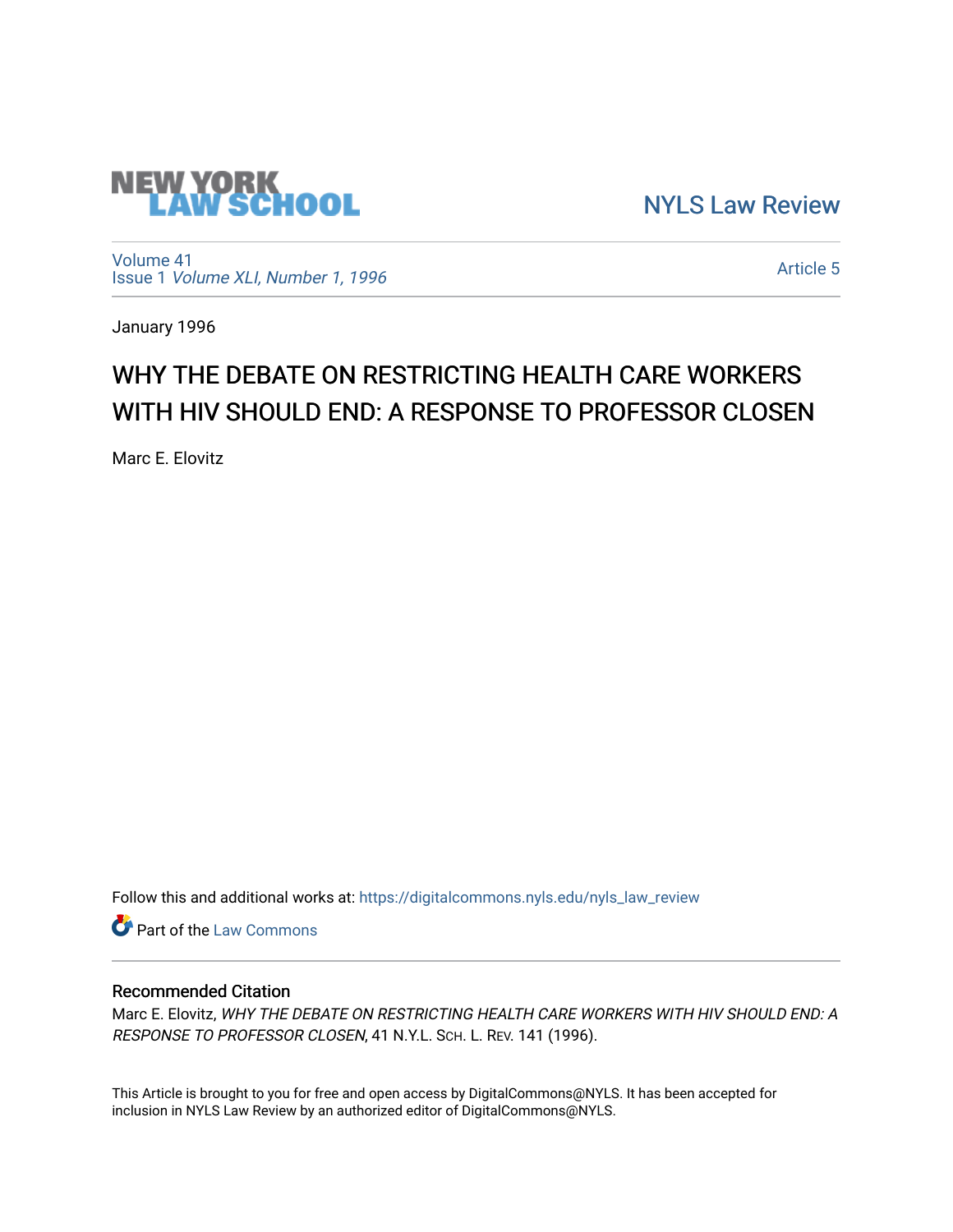NEW YORK LAW SCHOOL

NYLS Law Review

Volume 41
Issue 1 *Volume XLI, Number 1, 1996*

Article 5

January 1996

# WHY THE DEBATE ON RESTRICTING HEALTH CARE WORKERS WITH HIV SHOULD END: A RESPONSE TO PROFESSOR CLOSEN

Marc E. Elovitz

Follow this and additional works at: https://digitalcommons.nyls.edu/nyls_law_review

Part of the Law Commons

## Recommended Citation

Marc E. Elovitz, *WHY THE DEBATE ON RESTRICTING HEALTH CARE WORKERS WITH HIV SHOULD END: A RESPONSE TO PROFESSOR CLOSEN*, 41 N.Y.L. SCH. L. REV. 141 (1996).

This Article is brought to you for free and open access by DigitalCommons@NYLS. It has been accepted for inclusion in NYLS Law Review by an authorized editor of DigitalCommons@NYLS.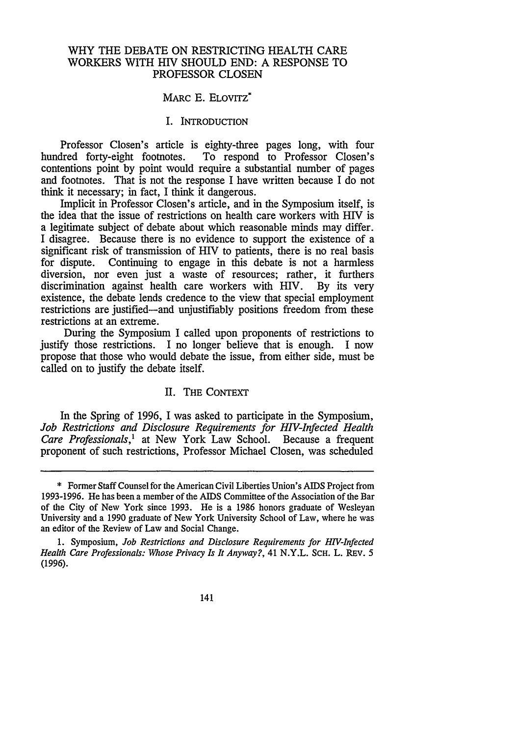# WHY THE DEBATE ON RESTRICTING HEALTH CARE WORKERS WITH HIV SHOULD END: A RESPONSE TO PROFESSOR CLOSEN

MARC E. ELOVITZ*

## I. INTRODUCTION

Professor Closen's article is eighty-three pages long, with four hundred forty-eight footnotes. To respond to Professor Closen's contentions point by point would require a substantial number of pages and footnotes. That is not the response I have written because I do not think it necessary; in fact, I think it dangerous.

Implicit in Professor Closen's article, and in the Symposium itself, is the idea that the issue of restrictions on health care workers with HIV is a legitimate subject of debate about which reasonable minds may differ. I disagree. Because there is no evidence to support the existence of a significant risk of transmission of HIV to patients, there is no real basis for dispute. Continuing to engage in this debate is not a harmless diversion, nor even just a waste of resources; rather, it furthers discrimination against health care workers with HIV. By its very existence, the debate lends credence to the view that special employment restrictions are justified—and unjustifiably positions freedom from these restrictions at an extreme.

During the Symposium I called upon proponents of restrictions to justify those restrictions. I no longer believe that is enough. I now propose that those who would debate the issue, from either side, must be called on to justify the debate itself.

## II. THE CONTEXT

In the Spring of 1996, I was asked to participate in the Symposium, *Job Restrictions and Disclosure Requirements for HIV-Infected Health Care Professionals*,[1] at New York Law School. Because a frequent proponent of such restrictions, Professor Michael Closen, was scheduled

---

\* Former Staff Counsel for the American Civil Liberties Union's AIDS Project from 1993-1996. He has been a member of the AIDS Committee of the Association of the Bar of the City of New York since 1993. He is a 1986 honors graduate of Wesleyan University and a 1990 graduate of New York University School of Law, where he was an editor of the Review of Law and Social Change.

1. Symposium, *Job Restrictions and Disclosure Requirements for HIV-Infected Health Care Professionals: Whose Privacy Is It Anyway?*, 41 N.Y.L. SCH. L. REV. 5 (1996).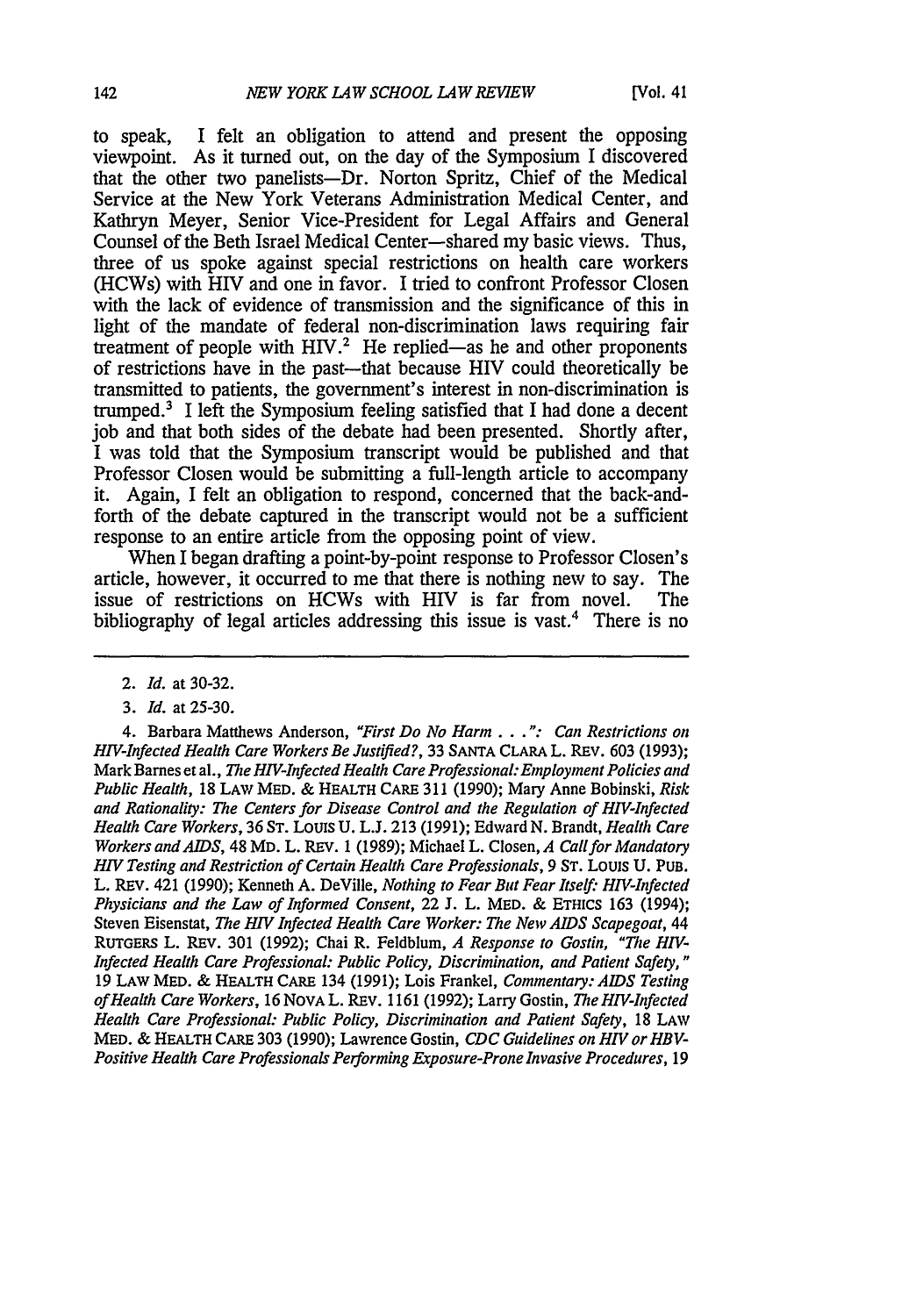to speak, I felt an obligation to attend and present the opposing viewpoint. As it turned out, on the day of the Symposium I discovered that the other two panelists—Dr. Norton Spritz, Chief of the Medical Service at the New York Veterans Administration Medical Center, and Kathryn Meyer, Senior Vice-President for Legal Affairs and General Counsel of the Beth Israel Medical Center—shared my basic views. Thus, three of us spoke against special restrictions on health care workers (HCWs) with HIV and one in favor. I tried to confront Professor Closen with the lack of evidence of transmission and the significance of this in light of the mandate of federal non-discrimination laws requiring fair treatment of people with HIV.[2] He replied—as he and other proponents of restrictions have in the past—that because HIV could theoretically be transmitted to patients, the government's interest in non-discrimination is trumped.[3] I left the Symposium feeling satisfied that I had done a decent job and that both sides of the debate had been presented. Shortly after, I was told that the Symposium transcript would be published and that Professor Closen would be submitting a full-length article to accompany it. Again, I felt an obligation to respond, concerned that the back-and-forth of the debate captured in the transcript would not be a sufficient response to an entire article from the opposing point of view.

When I began drafting a point-by-point response to Professor Closen's article, however, it occurred to me that there is nothing new to say. The issue of restrictions on HCWs with HIV is far from novel. The bibliography of legal articles addressing this issue is vast.[4] There is no

---

2. *Id.* at 30-32.

3. *Id.* at 25-30.

4. Barbara Matthews Anderson, *"First Do No Harm . . .": Can Restrictions on HIV-Infected Health Care Workers Be Justified?*, 33 SANTA CLARA L. REV. 603 (1993); Mark Barnes et al., *The HIV-Infected Health Care Professional: Employment Policies and Public Health*, 18 LAW MED. & HEALTH CARE 311 (1990); Mary Anne Bobinski, *Risk and Rationality: The Centers for Disease Control and the Regulation of HIV-Infected Health Care Workers*, 36 ST. LOUIS U. L.J. 213 (1991); Edward N. Brandt, *Health Care Workers and AIDS*, 48 MD. L. REV. 1 (1989); Michael L. Closen, *A Call for Mandatory HIV Testing and Restriction of Certain Health Care Professionals*, 9 ST. LOUIS U. PUB. L. REV. 421 (1990); Kenneth A. DeVille, *Nothing to Fear But Fear Itself: HIV-Infected Physicians and the Law of Informed Consent*, 22 J. L. MED. & ETHICS 163 (1994); Steven Eisenstat, *The HIV Infected Health Care Worker: The New AIDS Scapegoat*, 44 RUTGERS L. REV. 301 (1992); Chai R. Feldblum, *A Response to Gostin, "The HIV-Infected Health Care Professional: Public Policy, Discrimination, and Patient Safety,"* 19 LAW MED. & HEALTH CARE 134 (1991); Lois Frankel, *Commentary: AIDS Testing of Health Care Workers*, 16 NOVA L. REV. 1161 (1992); Larry Gostin, *The HIV-Infected Health Care Professional: Public Policy, Discrimination and Patient Safety*, 18 LAW MED. & HEALTH CARE 303 (1990); Lawrence Gostin, *CDC Guidelines on HIV or HBV-Positive Health Care Professionals Performing Exposure-Prone Invasive Procedures*, 19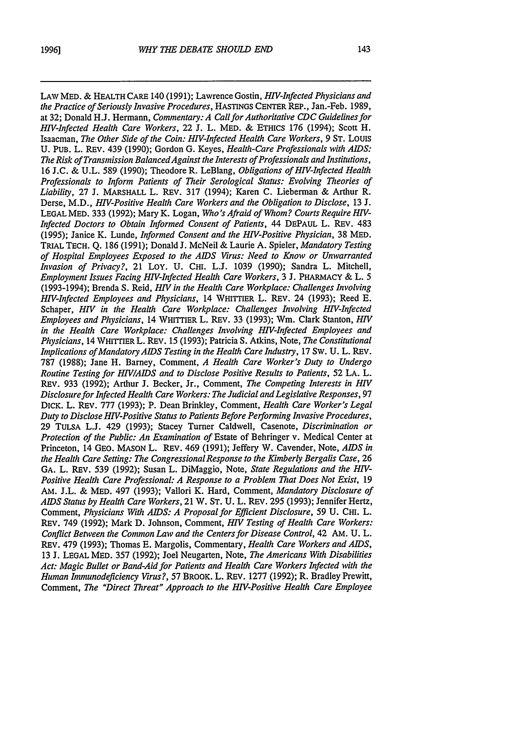LAW MED. & HEALTH CARE 140 (1991); Lawrence Gostin, *HIV-Infected Physicians and the Practice of Seriously Invasive Procedures*, HASTINGS CENTER REP., Jan.-Feb. 1989, at 32; Donald H.J. Hermann, *Commentary: A Call for Authoritative CDC Guidelines for HIV-Infected Health Care Workers*, 22 J. L. MED. & ETHICS 176 (1994); Scott H. Isaacman, *The Other Side of the Coin: HIV-Infected Health Care Workers*, 9 ST. LOUIS U. PUB. L. REV. 439 (1990); Gordon G. Keyes, *Health-Care Professionals with AIDS: The Risk of Transmission Balanced Against the Interests of Professionals and Institutions*, 16 J.C. & U.L. 589 (1990); Theodore R. LeBlang, *Obligations of HIV-Infected Health Professionals to Inform Patients of Their Serological Status: Evolving Theories of Liability*, 27 J. MARSHALL L. REV. 317 (1994); Karen C. Lieberman & Arthur R. Derse, M.D., *HIV-Positive Health Care Workers and the Obligation to Disclose*, 13 J. LEGAL MED. 333 (1992); Mary K. Logan, *Who's Afraid of Whom? Courts Require HIV-Infected Doctors to Obtain Informed Consent of Patients*, 44 DEPAUL L. REV. 483 (1995); Janice K. Lunde, *Informed Consent and the HIV-Positive Physician*, 38 MED. TRIAL TECH. Q. 186 (1991); Donald J. McNeil & Laurie A. Spieler, *Mandatory Testing of Hospital Employees Exposed to the AIDS Virus: Need to Know or Unwarranted Invasion of Privacy?*, 21 LOY. U. CHI. L.J. 1039 (1990); Sandra L. Mitchell, *Employment Issues Facing HIV-Infected Health Care Workers*, 3 J. PHARMACY & L. 5 (1993-1994); Brenda S. Reid, *HIV in the Health Care Workplace: Challenges Involving HIV-Infected Employees and Physicians*, 14 WHITTIER L. REV. 24 (1993); Reed E. Schaper, *HIV in the Health Care Workplace: Challenges Involving HIV-Infected Employees and Physicians*, 14 WHITTIER L. REV. 33 (1993); Wm. Clark Stanton, *HIV in the Health Care Workplace: Challenges Involving HIV-Infected Employees and Physicians*, 14 WHITTIER L. REV. 15 (1993); Patricia S. Atkins, Note, *The Constitutional Implications of Mandatory AIDS Testing in the Health Care Industry*, 17 SW. U. L. REV. 787 (1988); Jane H. Barney, Comment, *A Health Care Worker's Duty to Undergo Routine Testing for HIV/AIDS and to Disclose Positive Results to Patients*, 52 LA. L. REV. 933 (1992); Arthur J. Becker, Jr., Comment, *The Competing Interests in HIV Disclosure for Infected Health Care Workers: The Judicial and Legislative Responses*, 97 DICK. L. REV. 777 (1993); P. Dean Brinkley, Comment, *Health Care Worker's Legal Duty to Disclose HIV-Positive Status to Patients Before Performing Invasive Procedures*, 29 TULSA L.J. 429 (1993); Stacey Turner Caldwell, Casenote, *Discrimination or Protection of the Public: An Examination of* Estate of Behringer v. Medical Center at Princeton, 14 GEO. MASON L. REV. 469 (1991); Jeffery W. Cavender, Note, *AIDS in the Health Care Setting: The Congressional Response to the Kimberly Bergalis Case*, 26 GA. L. REV. 539 (1992); Susan L. DiMaggio, Note, *State Regulations and the HIV-Positive Health Care Professional: A Response to a Problem That Does Not Exist*, 19 AM. J.L. & MED. 497 (1993); Vallori K. Hard, Comment, *Mandatory Disclosure of AIDS Status by Health Care Workers*, 21 W. ST. U. L. REV. 295 (1993); Jennifer Hertz, Comment, *Physicians With AIDS: A Proposal for Efficient Disclosure*, 59 U. CHI. L. REV. 749 (1992); Mark D. Johnson, Comment, *HIV Testing of Health Care Workers: Conflict Between the Common Law and the Centers for Disease Control*, 42 AM. U. L. REV. 479 (1993); Thomas E. Margolis, Commentary, *Health Care Workers and AIDS*, 13 J. LEGAL MED. 357 (1992); Joel Neugarten, Note, *The Americans With Disabilities Act: Magic Bullet or Band-Aid for Patients and Health Care Workers Infected with the Human Immunodeficiency Virus?*, 57 BROOK. L. REV. 1277 (1992); R. Bradley Prewitt, Comment, *The "Direct Threat" Approach to the HIV-Positive Health Care Employee*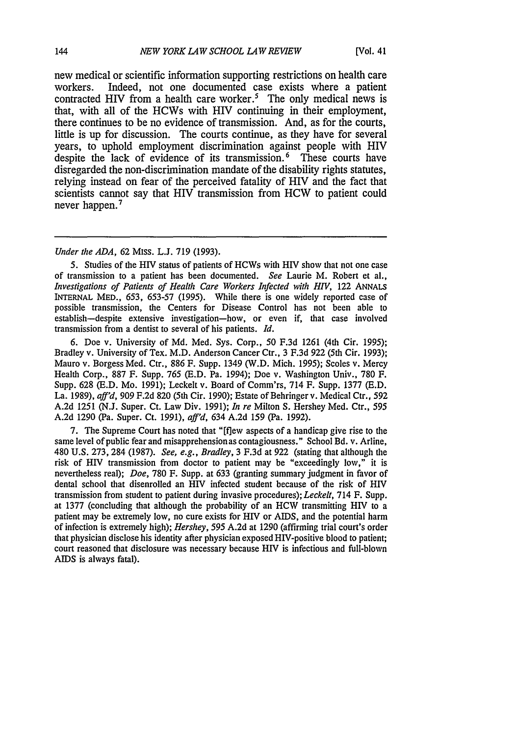new medical or scientific information supporting restrictions on health care workers. Indeed, not one documented case exists where a patient contracted HIV from a health care worker.[5] The only medical news is that, with all of the HCWs with HIV continuing in their employment, there continues to be no evidence of transmission. And, as for the courts, little is up for discussion. The courts continue, as they have for several years, to uphold employment discrimination against people with HIV despite the lack of evidence of its transmission.[6] These courts have disregarded the non-discrimination mandate of the disability rights statutes, relying instead on fear of the perceived fatality of HIV and the fact that scientists cannot say that HIV transmission from HCW to patient could never happen.[7]

---

*Under the ADA*, 62 MISS. L.J. 719 (1993).

5. Studies of the HIV status of patients of HCWs with HIV show that not one case of transmission to a patient has been documented. *See* Laurie M. Robert et al., *Investigations of Patients of Health Care Workers Infected with HIV*, 122 ANNALS INTERNAL MED., 653, 653-57 (1995). While there is one widely reported case of possible transmission, the Centers for Disease Control has not been able to establish—despite extensive investigation—how, or even if, that case involved transmission from a dentist to several of his patients. *Id.*

6. Doe v. University of Md. Med. Sys. Corp., 50 F.3d 1261 (4th Cir. 1995); Bradley v. University of Tex. M.D. Anderson Cancer Ctr., 3 F.3d 922 (5th Cir. 1993); Mauro v. Borgess Med. Ctr., 886 F. Supp. 1349 (W.D. Mich. 1995); Scoles v. Mercy Health Corp., 887 F. Supp. 765 (E.D. Pa. 1994); Doe v. Washington Univ., 780 F. Supp. 628 (E.D. Mo. 1991); Leckelt v. Board of Comm'rs, 714 F. Supp. 1377 (E.D. La. 1989), *aff'd*, 909 F.2d 820 (5th Cir. 1990); Estate of Behringer v. Medical Ctr., 592 A.2d 1251 (N.J. Super. Ct. Law Div. 1991); *In re* Milton S. Hershey Med. Ctr., 595 A.2d 1290 (Pa. Super. Ct. 1991), *aff'd*, 634 A.2d 159 (Pa. 1992).

7. The Supreme Court has noted that "[f]ew aspects of a handicap give rise to the same level of public fear and misapprehension as contagiousness." School Bd. v. Arline, 480 U.S. 273, 284 (1987). *See, e.g., Bradley*, 3 F.3d at 922 (stating that although the risk of HIV transmission from doctor to patient may be "exceedingly low," it is nevertheless real); *Doe*, 780 F. Supp. at 633 (granting summary judgment in favor of dental school that disenrolled an HIV infected student because of the risk of HIV transmission from student to patient during invasive procedures); *Leckelt*, 714 F. Supp. at 1377 (concluding that although the probability of an HCW transmitting HIV to a patient may be extremely low, no cure exists for HIV or AIDS, and the potential harm of infection is extremely high); *Hershey*, 595 A.2d at 1290 (affirming trial court's order that physician disclose his identity after physician exposed HIV-positive blood to patient; court reasoned that disclosure was necessary because HIV is infectious and full-blown AIDS is always fatal).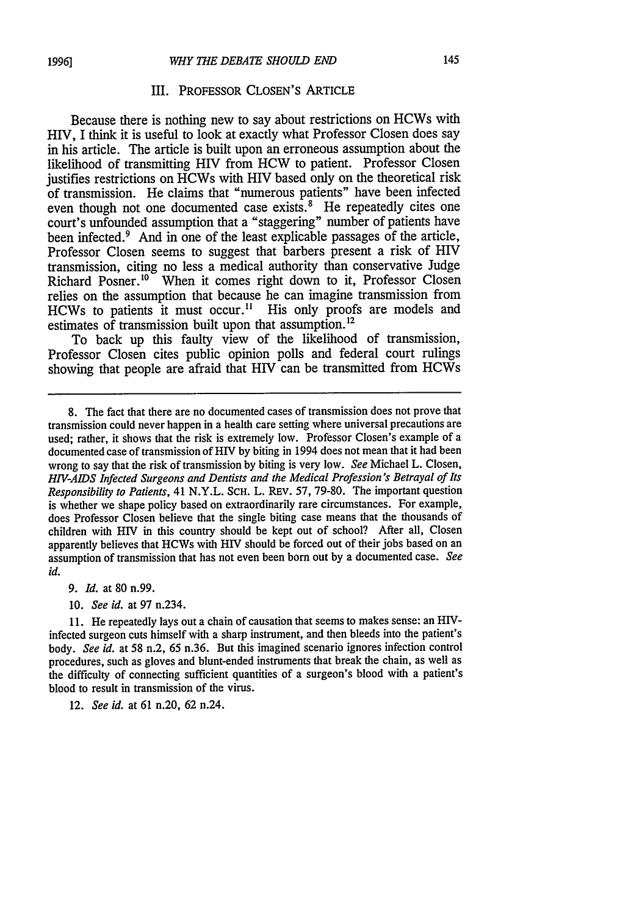## III. PROFESSOR CLOSEN'S ARTICLE

Because there is nothing new to say about restrictions on HCWs with HIV, I think it is useful to look at exactly what Professor Closen does say in his article. The article is built upon an erroneous assumption about the likelihood of transmitting HIV from HCW to patient. Professor Closen justifies restrictions on HCWs with HIV based only on the theoretical risk of transmission. He claims that "numerous patients" have been infected even though not one documented case exists.[8] He repeatedly cites one court's unfounded assumption that a "staggering" number of patients have been infected.[9] And in one of the least explicable passages of the article, Professor Closen seems to suggest that barbers present a risk of HIV transmission, citing no less a medical authority than conservative Judge Richard Posner.[10] When it comes right down to it, Professor Closen relies on the assumption that because he can imagine transmission from HCWs to patients it must occur.[11] His only proofs are models and estimates of transmission built upon that assumption.[12]

To back up this faulty view of the likelihood of transmission, Professor Closen cites public opinion polls and federal court rulings showing that people are afraid that HIV can be transmitted from HCWs

---

8. The fact that there are no documented cases of transmission does not prove that transmission could never happen in a health care setting where universal precautions are used; rather, it shows that the risk is extremely low. Professor Closen's example of a documented case of transmission of HIV by biting in 1994 does not mean that it had been wrong to say that the risk of transmission by biting is very low. *See* Michael L. Closen, *HIV-AIDS Infected Surgeons and Dentists and the Medical Profession's Betrayal of Its Responsibility to Patients*, 41 N.Y.L. SCH. L. REV. 57, 79-80. The important question is whether we shape policy based on extraordinarily rare circumstances. For example, does Professor Closen believe that the single biting case means that the thousands of children with HIV in this country should be kept out of school? After all, Closen apparently believes that HCWs with HIV should be forced out of their jobs based on an assumption of transmission that has not even been born out by a documented case. *See id.*

9. *Id.* at 80 n.99.

10. *See id.* at 97 n.234.

11. He repeatedly lays out a chain of causation that seems to makes sense: an HIV-infected surgeon cuts himself with a sharp instrument, and then bleeds into the patient's body. *See id.* at 58 n.2, 65 n.36. But this imagined scenario ignores infection control procedures, such as gloves and blunt-ended instruments that break the chain, as well as the difficulty of connecting sufficient quantities of a surgeon's blood with a patient's blood to result in transmission of the virus.

12. *See id.* at 61 n.20, 62 n.24.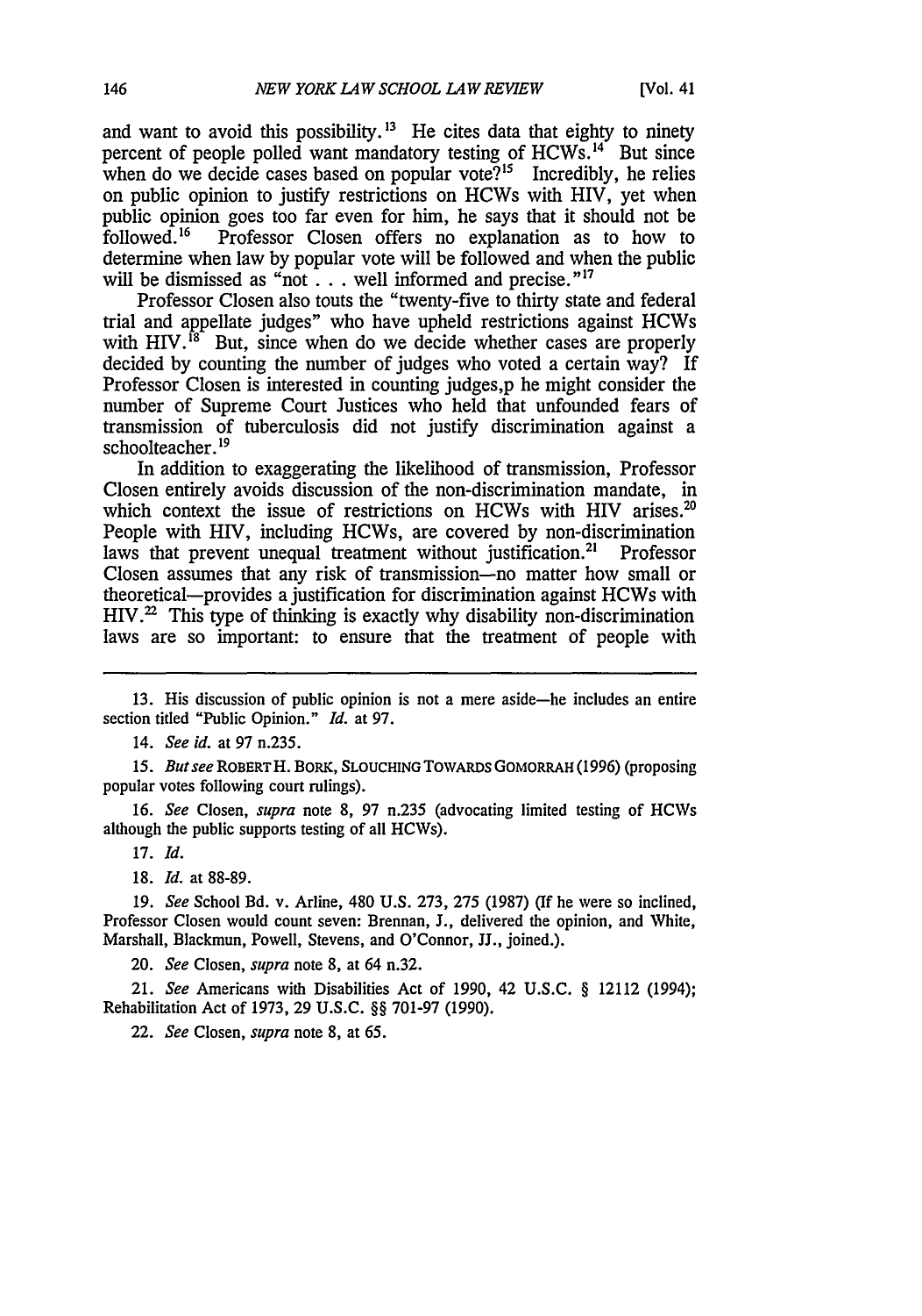and want to avoid this possibility.[13] He cites data that eighty to ninety percent of people polled want mandatory testing of HCWs.[14] But since when do we decide cases based on popular vote?[15] Incredibly, he relies on public opinion to justify restrictions on HCWs with HIV, yet when public opinion goes too far even for him, he says that it should not be followed.[16] Professor Closen offers no explanation as to how to determine when law by popular vote will be followed and when the public will be dismissed as "not . . . well informed and precise."[17]

Professor Closen also touts the "twenty-five to thirty state and federal trial and appellate judges" who have upheld restrictions against HCWs with HIV.[18] But, since when do we decide whether cases are properly decided by counting the number of judges who voted a certain way? If Professor Closen is interested in counting judges,p he might consider the number of Supreme Court Justices who held that unfounded fears of transmission of tuberculosis did not justify discrimination against a schoolteacher.[19]

In addition to exaggerating the likelihood of transmission, Professor Closen entirely avoids discussion of the non-discrimination mandate, in which context the issue of restrictions on HCWs with HIV arises.[20] People with HIV, including HCWs, are covered by non-discrimination laws that prevent unequal treatment without justification.[21] Professor Closen assumes that any risk of transmission—no matter how small or theoretical—provides a justification for discrimination against HCWs with HIV.[22] This type of thinking is exactly why disability non-discrimination laws are so important: to ensure that the treatment of people with

---

13. His discussion of public opinion is not a mere aside—he includes an entire section titled "Public Opinion." *Id.* at 97.

14. *See id.* at 97 n.235.

15. *But see* ROBERT H. BORK, SLOUCHING TOWARDS GOMORRAH (1996) (proposing popular votes following court rulings).

16. *See* Closen, *supra* note 8, 97 n.235 (advocating limited testing of HCWs although the public supports testing of all HCWs).

17. *Id.*

18. *Id.* at 88-89.

19. *See* School Bd. v. Arline, 480 U.S. 273, 275 (1987) (If he were so inclined, Professor Closen would count seven: Brennan, J., delivered the opinion, and White, Marshall, Blackmun, Powell, Stevens, and O'Connor, JJ., joined.).

20. *See* Closen, *supra* note 8, at 64 n.32.

21. *See* Americans with Disabilities Act of 1990, 42 U.S.C. § 12112 (1994); Rehabilitation Act of 1973, 29 U.S.C. §§ 701-97 (1990).

22. *See* Closen, *supra* note 8, at 65.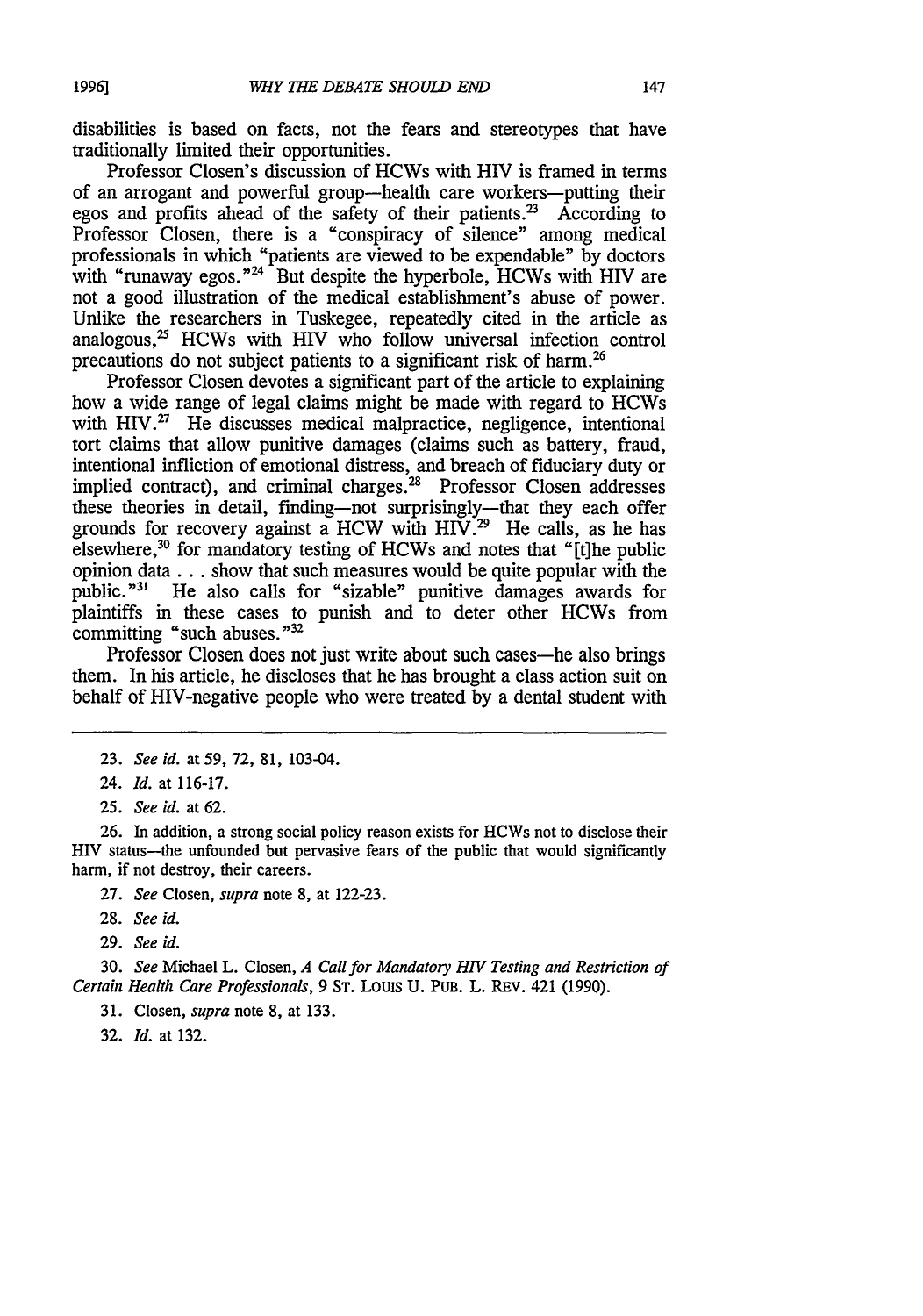disabilities is based on facts, not the fears and stereotypes that have traditionally limited their opportunities.

Professor Closen's discussion of HCWs with HIV is framed in terms of an arrogant and powerful group—health care workers—putting their egos and profits ahead of the safety of their patients.[23] According to Professor Closen, there is a "conspiracy of silence" among medical professionals in which "patients are viewed to be expendable" by doctors with "runaway egos."[24] But despite the hyperbole, HCWs with HIV are not a good illustration of the medical establishment's abuse of power. Unlike the researchers in Tuskegee, repeatedly cited in the article as analogous,[25] HCWs with HIV who follow universal infection control precautions do not subject patients to a significant risk of harm.[26]

Professor Closen devotes a significant part of the article to explaining how a wide range of legal claims might be made with regard to HCWs with HIV.[27] He discusses medical malpractice, negligence, intentional tort claims that allow punitive damages (claims such as battery, fraud, intentional infliction of emotional distress, and breach of fiduciary duty or implied contract), and criminal charges.[28] Professor Closen addresses these theories in detail, finding—not surprisingly—that they each offer grounds for recovery against a HCW with HIV.[29] He calls, as he has elsewhere,[30] for mandatory testing of HCWs and notes that "[t]he public opinion data . . . show that such measures would be quite popular with the public."[31] He also calls for "sizable" punitive damages awards for plaintiffs in these cases to punish and to deter other HCWs from committing "such abuses."[32]

Professor Closen does not just write about such cases—he also brings them. In his article, he discloses that he has brought a class action suit on behalf of HIV-negative people who were treated by a dental student with

---

23. *See id.* at 59, 72, 81, 103-04.

24. *Id.* at 116-17.

25. *See id.* at 62.

26. In addition, a strong social policy reason exists for HCWs not to disclose their HIV status—the unfounded but pervasive fears of the public that would significantly harm, if not destroy, their careers.

27. *See* Closen, *supra* note 8, at 122-23.

28. *See id.*

29. *See id.*

30. *See* Michael L. Closen, *A Call for Mandatory HIV Testing and Restriction of Certain Health Care Professionals*, 9 ST. LOUIS U. PUB. L. REV. 421 (1990).

31. Closen, *supra* note 8, at 133.

32. *Id.* at 132.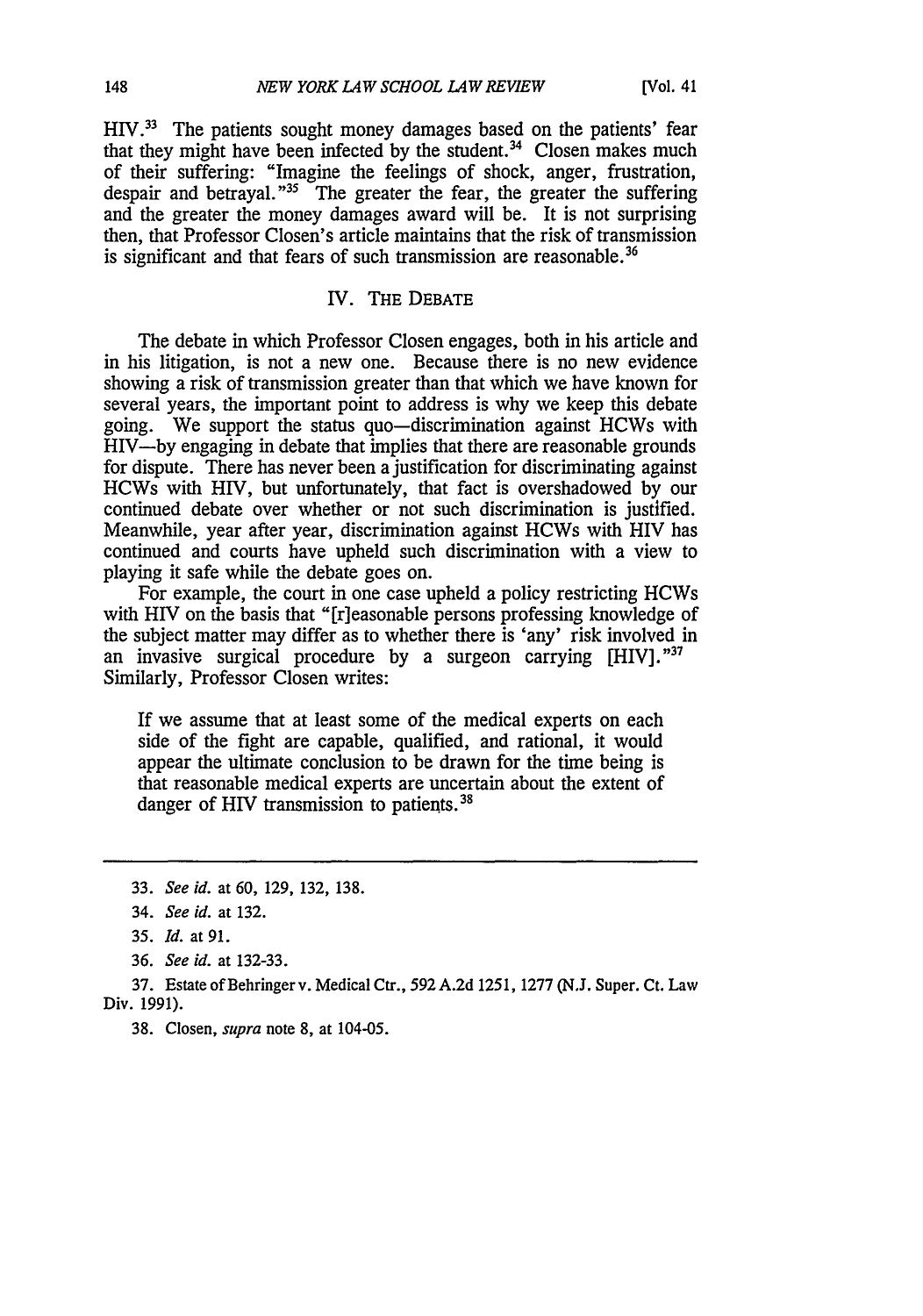HIV.[33] The patients sought money damages based on the patients' fear that they might have been infected by the student.[34] Closen makes much of their suffering: "Imagine the feelings of shock, anger, frustration, despair and betrayal."[35] The greater the fear, the greater the suffering and the greater the money damages award will be. It is not surprising then, that Professor Closen's article maintains that the risk of transmission is significant and that fears of such transmission are reasonable.[36]

## IV. THE DEBATE

The debate in which Professor Closen engages, both in his article and in his litigation, is not a new one. Because there is no new evidence showing a risk of transmission greater than that which we have known for several years, the important point to address is why we keep this debate going. We support the status quo—discrimination against HCWs with HIV—by engaging in debate that implies that there are reasonable grounds for dispute. There has never been a justification for discriminating against HCWs with HIV, but unfortunately, that fact is overshadowed by our continued debate over whether or not such discrimination is justified. Meanwhile, year after year, discrimination against HCWs with HIV has continued and courts have upheld such discrimination with a view to playing it safe while the debate goes on.

For example, the court in one case upheld a policy restricting HCWs with HIV on the basis that "[r]easonable persons professing knowledge of the subject matter may differ as to whether there is 'any' risk involved in an invasive surgical procedure by a surgeon carrying [HIV]."[37] Similarly, Professor Closen writes:

> If we assume that at least some of the medical experts on each side of the fight are capable, qualified, and rational, it would appear the ultimate conclusion to be drawn for the time being is that reasonable medical experts are uncertain about the extent of danger of HIV transmission to patients.[38]

---

33. *See id.* at 60, 129, 132, 138.

34. *See id.* at 132.

35. *Id.* at 91.

36. *See id.* at 132-33.

37. Estate of Behringer v. Medical Ctr., 592 A.2d 1251, 1277 (N.J. Super. Ct. Law Div. 1991).

38. Closen, *supra* note 8, at 104-05.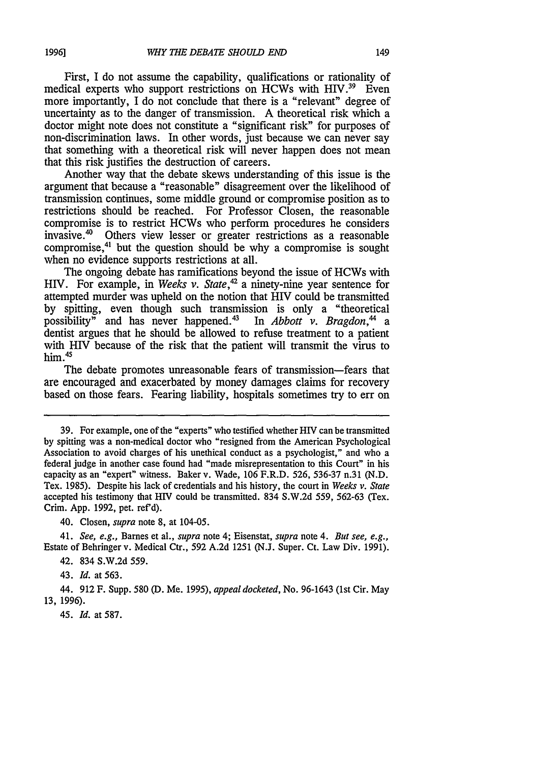First, I do not assume the capability, qualifications or rationality of medical experts who support restrictions on HCWs with HIV.[39] Even more importantly, I do not conclude that there is a "relevant" degree of uncertainty as to the danger of transmission. A theoretical risk which a doctor might note does not constitute a "significant risk" for purposes of non-discrimination laws. In other words, just because we can never say that something with a theoretical risk will never happen does not mean that this risk justifies the destruction of careers.

Another way that the debate skews understanding of this issue is the argument that because a "reasonable" disagreement over the likelihood of transmission continues, some middle ground or compromise position as to restrictions should be reached. For Professor Closen, the reasonable compromise is to restrict HCWs who perform procedures he considers invasive.[40] Others view lesser or greater restrictions as a reasonable compromise,[41] but the question should be why a compromise is sought when no evidence supports restrictions at all.

The ongoing debate has ramifications beyond the issue of HCWs with HIV. For example, in *Weeks v. State*,[42] a ninety-nine year sentence for attempted murder was upheld on the notion that HIV could be transmitted by spitting, even though such transmission is only a "theoretical possibility" and has never happened.[43] In *Abbott v. Bragdon*,[44] a dentist argues that he should be allowed to refuse treatment to a patient with HIV because of the risk that the patient will transmit the virus to him.[45]

The debate promotes unreasonable fears of transmission—fears that are encouraged and exacerbated by money damages claims for recovery based on those fears. Fearing liability, hospitals sometimes try to err on

---

39. For example, one of the "experts" who testified whether HIV can be transmitted by spitting was a non-medical doctor who "resigned from the American Psychological Association to avoid charges of his unethical conduct as a psychologist," and who a federal judge in another case found had "made misrepresentation to this Court" in his capacity as an "expert" witness. Baker v. Wade, 106 F.R.D. 526, 536-37 n.31 (N.D. Tex. 1985). Despite his lack of credentials and his history, the court in *Weeks v. State* accepted his testimony that HIV could be transmitted. 834 S.W.2d 559, 562-63 (Tex. Crim. App. 1992, pet. ref'd).

40. Closen, *supra* note 8, at 104-05.

41. *See, e.g.*, Barnes et al., *supra* note 4; Eisenstat, *supra* note 4. *But see, e.g.*, Estate of Behringer v. Medical Ctr., 592 A.2d 1251 (N.J. Super. Ct. Law Div. 1991).

42. 834 S.W.2d 559.

43. *Id.* at 563.

44. 912 F. Supp. 580 (D. Me. 1995), *appeal docketed*, No. 96-1643 (1st Cir. May 13, 1996).

45. *Id.* at 587.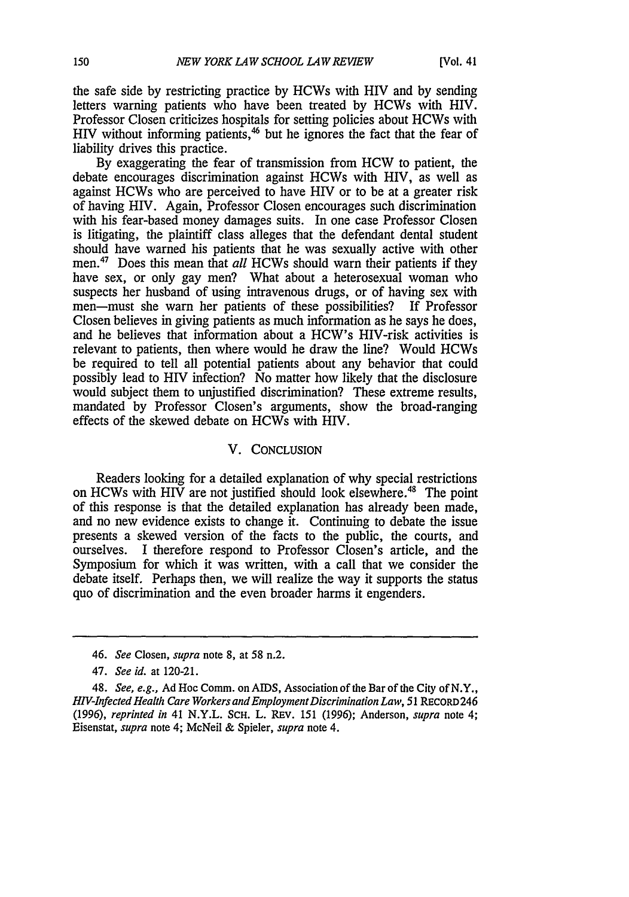the safe side by restricting practice by HCWs with HIV and by sending letters warning patients who have been treated by HCWs with HIV. Professor Closen criticizes hospitals for setting policies about HCWs with HIV without informing patients,[46] but he ignores the fact that the fear of liability drives this practice.

By exaggerating the fear of transmission from HCW to patient, the debate encourages discrimination against HCWs with HIV, as well as against HCWs who are perceived to have HIV or to be at a greater risk of having HIV. Again, Professor Closen encourages such discrimination with his fear-based money damages suits. In one case Professor Closen is litigating, the plaintiff class alleges that the defendant dental student should have warned his patients that he was sexually active with other men.[47] Does this mean that *all* HCWs should warn their patients if they have sex, or only gay men? What about a heterosexual woman who suspects her husband of using intravenous drugs, or of having sex with men—must she warn her patients of these possibilities? If Professor Closen believes in giving patients as much information as he says he does, and he believes that information about a HCW's HIV-risk activities is relevant to patients, then where would he draw the line? Would HCWs be required to tell all potential patients about any behavior that could possibly lead to HIV infection? No matter how likely that the disclosure would subject them to unjustified discrimination? These extreme results, mandated by Professor Closen's arguments, show the broad-ranging effects of the skewed debate on HCWs with HIV.

## V. CONCLUSION

Readers looking for a detailed explanation of why special restrictions on HCWs with HIV are not justified should look elsewhere.[48] The point of this response is that the detailed explanation has already been made, and no new evidence exists to change it. Continuing to debate the issue presents a skewed version of the facts to the public, the courts, and ourselves. I therefore respond to Professor Closen's article, and the Symposium for which it was written, with a call that we consider the debate itself. Perhaps then, we will realize the way it supports the status quo of discrimination and the even broader harms it engenders.

---

46. *See* Closen, *supra* note 8, at 58 n.2.

47. *See id.* at 120-21.

48. *See, e.g.,* Ad Hoc Comm. on AIDS, Association of the Bar of the City of N.Y., *HIV-Infected Health Care Workers and Employment Discrimination Law*, 51 RECORD 246 (1996), *reprinted in* 41 N.Y.L. SCH. L. REV. 151 (1996); Anderson, *supra* note 4; Eisenstat, *supra* note 4; McNeil & Spieler, *supra* note 4.